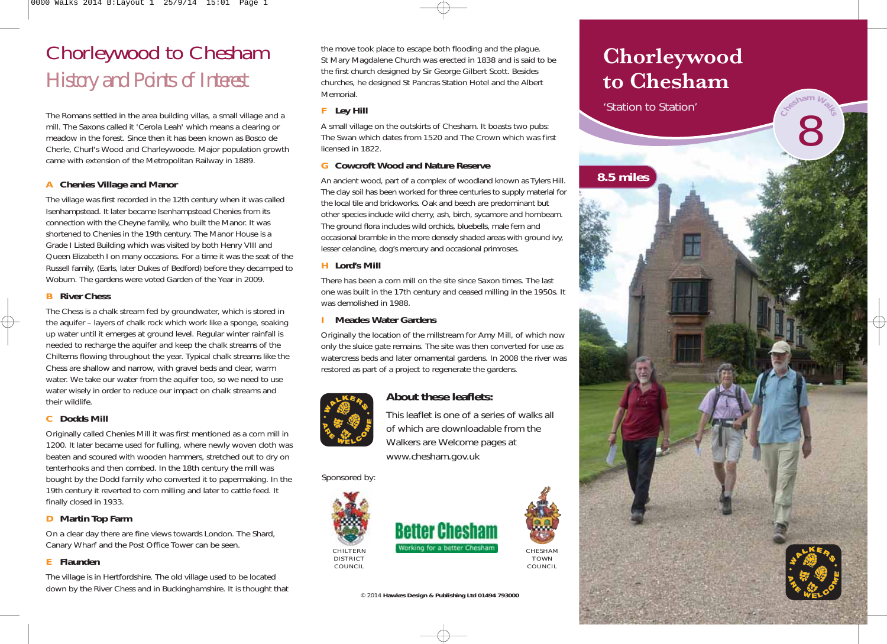# Chorleywood to Chesham

## History and Points of Interest

The Romans settled in the area building villas, a small village and a mill. The Saxons called it 'Cerola Leah' which means a clearing or meadow in the forest. Since then it has been known as Bosco de Cherle, Churl's Wood and Charleywoode. Major population growth came with extension of the Metropolitan Railway in 1889.

### A Chenies Village and Manor

The village was first recorded in the 12th century when it was called Isenhampstead. It later became Isenhampstead Chenies from its connection with the Cheyne family, who built the Manor. It was shortened to Chenies in the 19th century. The Manor House is a Grade I Listed Building which was visited by both Henry VIII and Queen Elizabeth I on many occasions. For a time it was the seat of the Russell family, (Earls, later Dukes of Bedford) before they decamped to Woburn. The gardens were voted Garden of the Year in 2009.

### B River Chess

The Chess is a chalk stream fed by groundwater, which is stored in the aquifer – layers of chalk rock which work like a sponge, soaking up water until it emerges at ground level. Regular winter rainfall is needed to recharge the aquifer and keep the chalk streams of the Chilterns flowing throughout the year. Typical chalk streams like the Chess are shallow and narrow, with gravel beds and clear, warm water. We take our water from the aquifer too, so we need to use water wisely in order to reduce our impact on chalk streams and their wildlife.

### C Dodds Mill

Originally called Chenies Mill it was first mentioned as a corn mill in 1200. It later became used for fulling, where newly woven cloth was beaten and scoured with wooden hammers, stretched out to dry on tenterhooks and then combed. In the 18th century the mill was bought by the Dodd family who converted it to papermaking. In the 19th century it reverted to corn milling and later to cattle feed. It finally closed in 1933.

### D Martin Top Farm

On a clear day there are fine views towards London. The Shard, Canary Wharf and the Post Office Tower can be seen.

### E Flaunden

The village is in Hertfordshire. The old village used to be located down by the River Chess and in Buckinghamshire. It is thought that the move took place to escape both flooding and the plague. St Mary Magdalene Church was erected in 1838 and is said to be the first church designed by Sir George Gilbert Scott. Besides churches, he designed St Pancras Station Hotel and the Albert Memorial.

### F Ley Hill

A small village on the outskirts of Chesham. It boasts two pubs: The Swan which dates from 1520 and The Crown which was first licensed in 1822.

### G Cowcroft Wood and Nature Reserve

An ancient wood, part of a complex of woodland known as Tylers Hill. The clay soil has been worked for three centuries to supply material for the local tile and brickworks. Oak and beech are predominant but other species include wild cherry, ash, birch, sycamore and hornbeam. The ground flora includes wild orchids, bluebells, male fern and occasional bramble in the more densely shaded areas with ground ivy, lesser celandine, dog's mercury and occasional primroses.

### H Lord's Mill

There has been a corn mill on the site since Saxon times. The last one was built in the 17th century and ceased milling in the 1950s. It was demolished in 1988.

### I Meades Water Gardens

Originally the location of the millstream for Amy Mill, of which now only the sluice gate remains. The site was then converted for use as watercress beds and later ornamental gardens. In 2008 the river was restored as part of a project to regenerate the gardens.

### About these leaflets:

This leaflet is one of a series of walks all of which are downloadable from the Walkers are Welcome pages at www.chesham.gov.uk

Sponsored by:

CHILTERN DISTRICT COUNCIL

Better Chesham — Working for a better Chesham

CHESHAM TOWN COUNCIL

© 2014 **Hawkes Design & Publishing Ltd 01494 793000**

# Chorleywood to Chesham

'Station to Station'

Chesham Walks 8

**8.5 miles**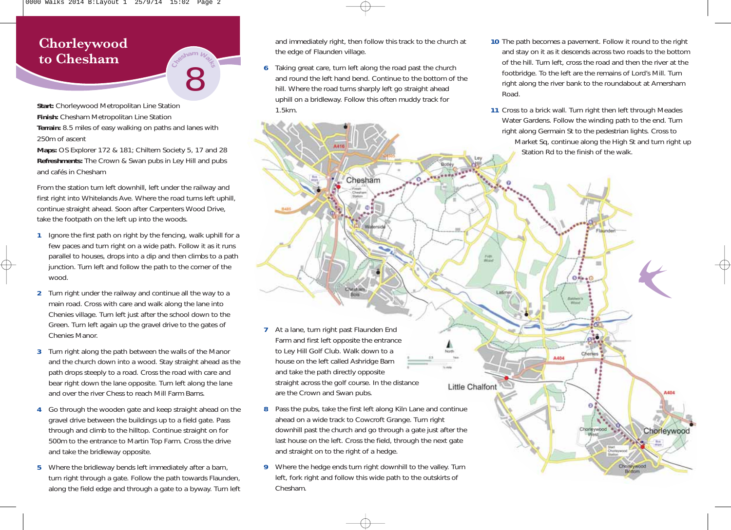# Chorleywood to Chesham

Chesham Walks 8

**Start:** Chorleywood Metropolitan Line Station
**Finish:** Chesham Metropolitan Line Station
**Terrain:** 8.5 miles of easy walking on paths and lanes with 250m of ascent
**Maps:** OS Explorer 172 & 181; Chiltern Society 5, 17 and 28
**Refreshments:** The Crown & Swan pubs in Ley Hill and pubs and cafés in Chesham

From the station turn left downhill, left under the railway and first right into Whitelands Ave. Where the road turns left uphill, continue straight ahead. Soon after Carpenters Wood Drive, take the footpath on the left up into the woods.

1. Ignore the first path on right by the fencing, walk uphill for a few paces and turn right on a wide path. Follow it as it runs parallel to houses, drops into a dip and then climbs to a path junction. Turn left and follow the path to the corner of the wood.
2. Turn right under the railway and continue all the way to a main road. Cross with care and walk along the lane into Chenies village. Turn left just after the school down to the Green. Turn left again up the gravel drive to the gates of Chenies Manor.
3. Turn right along the path between the walls of the Manor and the church down into a wood. Stay straight ahead as the path drops steeply to a road. Cross the road with care and bear right down the lane opposite. Turn left along the lane and over the river Chess to reach Mill Farm Barns.
4. Go through the wooden gate and keep straight ahead on the gravel drive between the buildings up to a field gate. Pass through and climb to the hilltop. Continue straight on for 500m to the entrance to Martin Top Farm. Cross the drive and take the bridleway opposite.
5. Where the bridleway bends left immediately after a barn, turn right through a gate. Follow the path towards Flaunden, along the field edge and through a gate to a byway. Turn left and immediately right, then follow this track to the church at the edge of Flaunden village.
6. Taking great care, turn left along the road past the church and round the left hand bend. Continue to the bottom of the hill. Where the road turns sharply left go straight ahead uphill on a bridleway. Follow this often muddy track for 1.5km.
7. At a lane, turn right past Flaunden End Farm and first left opposite the entrance to Ley Hill Golf Club. Walk down to a house on the left called Ashridge Barn and take the path directly opposite straight across the golf course. In the distance are the Crown and Swan pubs.
8. Pass the pubs, take the first left along Kiln Lane and continue ahead on a wide track to Cowcroft Grange. Turn right downhill past the church and go through a gate just after the last house on the left. Cross the field, through the next gate and straight on to the right of a hedge.
9. Where the hedge ends turn right downhill to the valley. Turn left, fork right and follow this wide path to the outskirts of Chesham.
10. The path becomes a pavement. Follow it round to the right and stay on it as it descends across two roads to the bottom of the hill. Turn left, cross the road and then the river at the footbridge. To the left are the remains of Lord's Mill. Turn right along the river bank to the roundabout at Amersham Road.
11. Cross to a brick wall. Turn right then left through Meades Water Gardens. Follow the winding path to the end. Turn right along Germain St to the pedestrian lights. Cross to Market Sq, continue along the High St and turn right up Station Rd to the finish of the walk.

Chesham
Botley
Ley Hill
Flaunden
Waterside
Chesham Bois
Latimer
Chenies
Little Chalfont
Chorleywood
Chorleywood West
Chorleywood Bottom
A416
A4505
B485
A404
Frith Wood
Baldwin's Wood
North